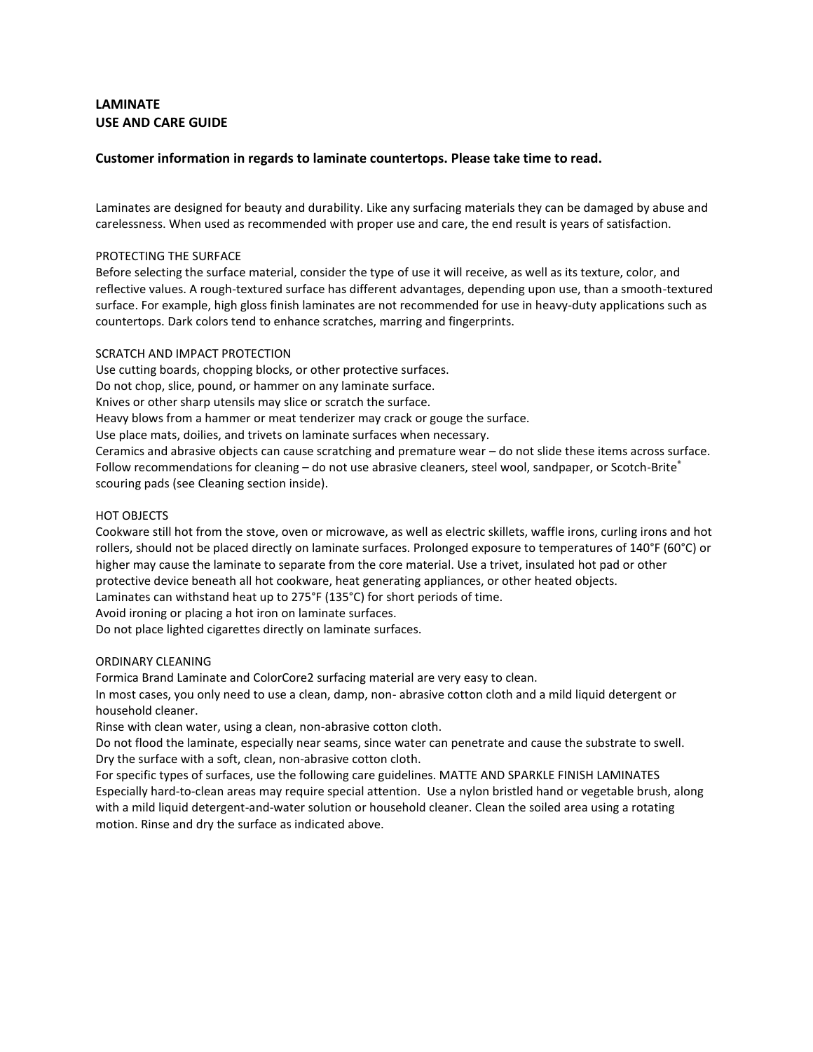**LAMINATE**
**USE AND CARE GUIDE**

**Customer information in regards to laminate countertops. Please take time to read.**

Laminates are designed for beauty and durability. Like any surfacing materials they can be damaged by abuse and carelessness. When used as recommended with proper use and care, the end result is years of satisfaction.

PROTECTING THE SURFACE

Before selecting the surface material, consider the type of use it will receive, as well as its texture, color, and reflective values. A rough-textured surface has different advantages, depending upon use, than a smooth-textured surface. For example, high gloss finish laminates are not recommended for use in heavy-duty applications such as countertops. Dark colors tend to enhance scratches, marring and fingerprints.

SCRATCH AND IMPACT PROTECTION

Use cutting boards, chopping blocks, or other protective surfaces.
Do not chop, slice, pound, or hammer on any laminate surface.
Knives or other sharp utensils may slice or scratch the surface.
Heavy blows from a hammer or meat tenderizer may crack or gouge the surface.
Use place mats, doilies, and trivets on laminate surfaces when necessary.
Ceramics and abrasive objects can cause scratching and premature wear – do not slide these items across surface.
Follow recommendations for cleaning – do not use abrasive cleaners, steel wool, sandpaper, or Scotch-Brite® scouring pads (see Cleaning section inside).

HOT OBJECTS

Cookware still hot from the stove, oven or microwave, as well as electric skillets, waffle irons, curling irons and hot rollers, should not be placed directly on laminate surfaces. Prolonged exposure to temperatures of 140°F (60°C) or higher may cause the laminate to separate from the core material. Use a trivet, insulated hot pad or other protective device beneath all hot cookware, heat generating appliances, or other heated objects.
Laminates can withstand heat up to 275°F (135°C) for short periods of time.
Avoid ironing or placing a hot iron on laminate surfaces.
Do not place lighted cigarettes directly on laminate surfaces.

ORDINARY CLEANING

Formica Brand Laminate and ColorCore2 surfacing material are very easy to clean.
In most cases, you only need to use a clean, damp, non- abrasive cotton cloth and a mild liquid detergent or household cleaner.
Rinse with clean water, using a clean, non-abrasive cotton cloth.
Do not flood the laminate, especially near seams, since water can penetrate and cause the substrate to swell.
Dry the surface with a soft, clean, non-abrasive cotton cloth.
For specific types of surfaces, use the following care guidelines. MATTE AND SPARKLE FINISH LAMINATES
Especially hard-to-clean areas may require special attention. Use a nylon bristled hand or vegetable brush, along with a mild liquid detergent-and-water solution or household cleaner. Clean the soiled area using a rotating motion. Rinse and dry the surface as indicated above.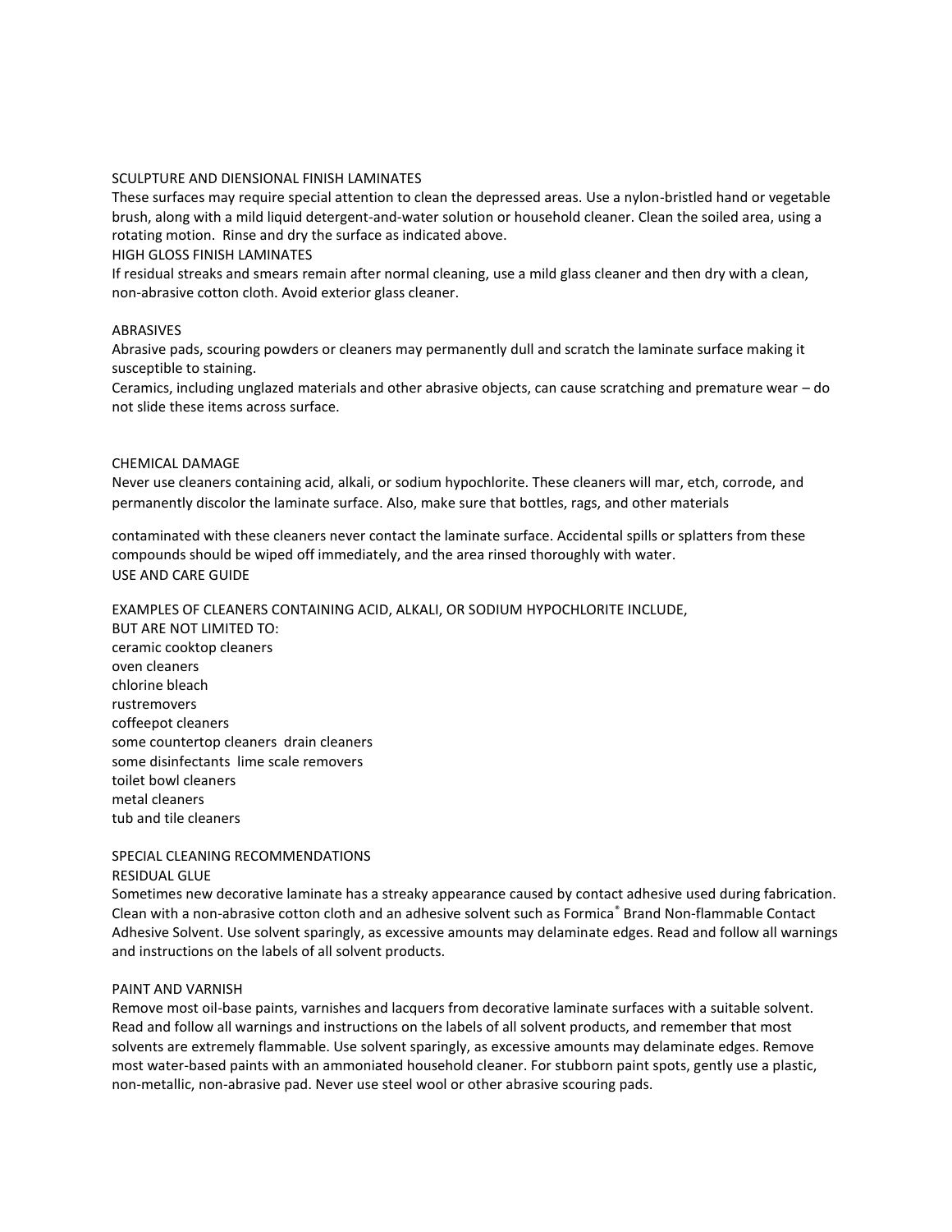### SCULPTURE AND DIENSIONAL FINISH LAMINATES

These surfaces may require special attention to clean the depressed areas. Use a nylon-bristled hand or vegetable brush, along with a mild liquid detergent-and-water solution or household cleaner. Clean the soiled area, using a rotating motion. Rinse and dry the surface as indicated above.

### HIGH GLOSS FINISH LAMINATES

If residual streaks and smears remain after normal cleaning, use a mild glass cleaner and then dry with a clean, non-abrasive cotton cloth. Avoid exterior glass cleaner.

## ABRASIVES

Abrasive pads, scouring powders or cleaners may permanently dull and scratch the laminate surface making it susceptible to staining.

Ceramics, including unglazed materials and other abrasive objects, can cause scratching and premature wear – do not slide these items across surface.

## CHEMICAL DAMAGE

Never use cleaners containing acid, alkali, or sodium hypochlorite. These cleaners will mar, etch, corrode, and permanently discolor the laminate surface. Also, make sure that bottles, rags, and other materials contaminated with these cleaners never contact the laminate surface. Accidental spills or splatters from these compounds should be wiped off immediately, and the area rinsed thoroughly with water.

USE AND CARE GUIDE

EXAMPLES OF CLEANERS CONTAINING ACID, ALKALI, OR SODIUM HYPOCHLORITE INCLUDE, BUT ARE NOT LIMITED TO:

- ceramic cooktop cleaners
- oven cleaners
- chlorine bleach
- rustremovers
- coffeepot cleaners
- some countertop cleaners drain cleaners
- some disinfectants lime scale removers
- toilet bowl cleaners
- metal cleaners
- tub and tile cleaners

## SPECIAL CLEANING RECOMMENDATIONS

### RESIDUAL GLUE

Sometimes new decorative laminate has a streaky appearance caused by contact adhesive used during fabrication. Clean with a non-abrasive cotton cloth and an adhesive solvent such as Formica® Brand Non-flammable Contact Adhesive Solvent. Use solvent sparingly, as excessive amounts may delaminate edges. Read and follow all warnings and instructions on the labels of all solvent products.

### PAINT AND VARNISH

Remove most oil-base paints, varnishes and lacquers from decorative laminate surfaces with a suitable solvent. Read and follow all warnings and instructions on the labels of all solvent products, and remember that most solvents are extremely flammable. Use solvent sparingly, as excessive amounts may delaminate edges. Remove most water-based paints with an ammoniated household cleaner. For stubborn paint spots, gently use a plastic, non-metallic, non-abrasive pad. Never use steel wool or other abrasive scouring pads.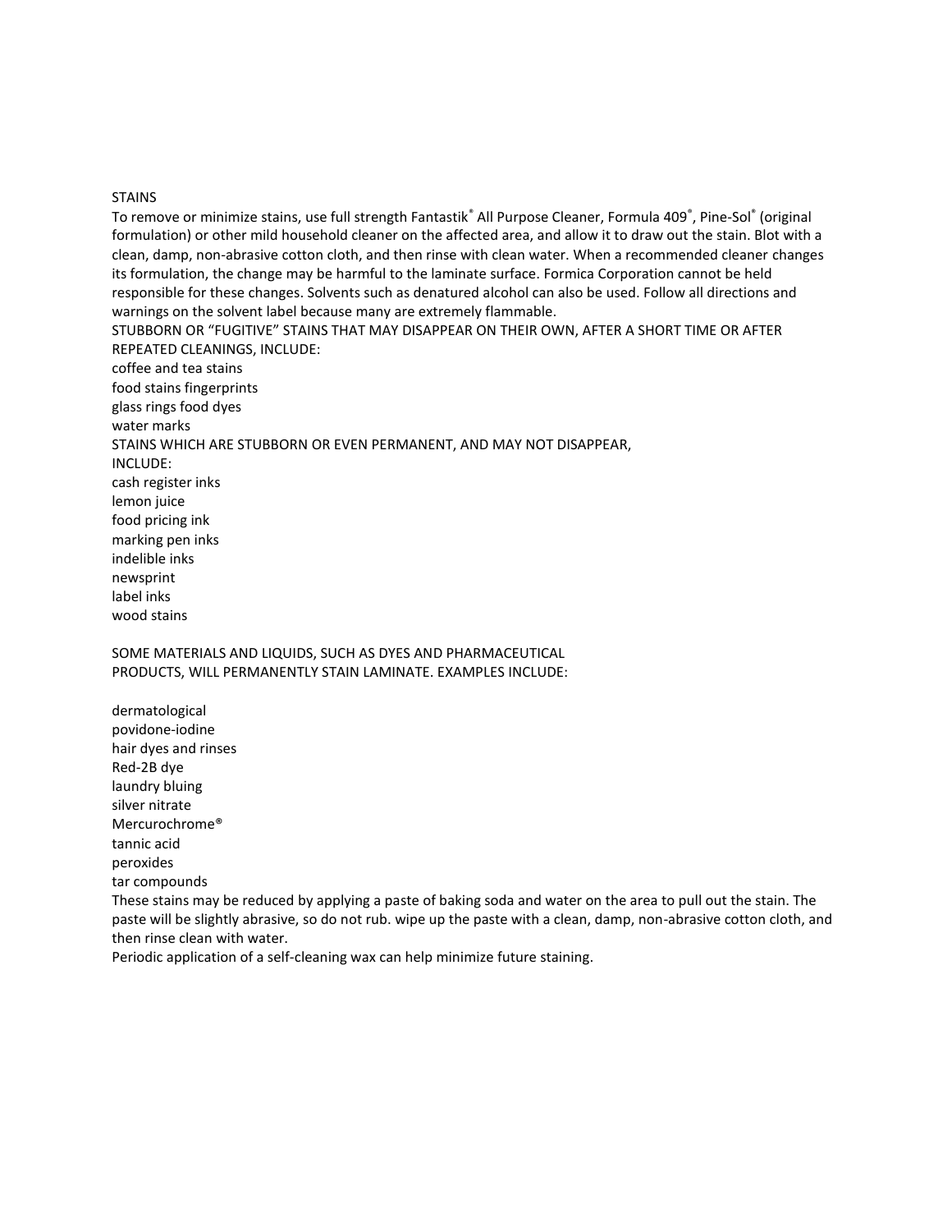## STAINS

To remove or minimize stains, use full strength Fantastik® All Purpose Cleaner, Formula 409®, Pine-Sol® (original formulation) or other mild household cleaner on the affected area, and allow it to draw out the stain. Blot with a clean, damp, non-abrasive cotton cloth, and then rinse with clean water. When a recommended cleaner changes its formulation, the change may be harmful to the laminate surface. Formica Corporation cannot be held responsible for these changes. Solvents such as denatured alcohol can also be used. Follow all directions and warnings on the solvent label because many are extremely flammable.

STUBBORN OR "FUGITIVE" STAINS THAT MAY DISAPPEAR ON THEIR OWN, AFTER A SHORT TIME OR AFTER REPEATED CLEANINGS, INCLUDE:

coffee and tea stains
food stains fingerprints
glass rings food dyes
water marks

STAINS WHICH ARE STUBBORN OR EVEN PERMANENT, AND MAY NOT DISAPPEAR, INCLUDE:

cash register inks
lemon juice
food pricing ink
marking pen inks
indelible inks
newsprint
label inks
wood stains

SOME MATERIALS AND LIQUIDS, SUCH AS DYES AND PHARMACEUTICAL PRODUCTS, WILL PERMANENTLY STAIN LAMINATE. EXAMPLES INCLUDE:

dermatological
povidone-iodine
hair dyes and rinses
Red-2B dye
laundry bluing
silver nitrate
Mercurochrome®
tannic acid
peroxides
tar compounds

These stains may be reduced by applying a paste of baking soda and water on the area to pull out the stain. The paste will be slightly abrasive, so do not rub. wipe up the paste with a clean, damp, non-abrasive cotton cloth, and then rinse clean with water.

Periodic application of a self-cleaning wax can help minimize future staining.